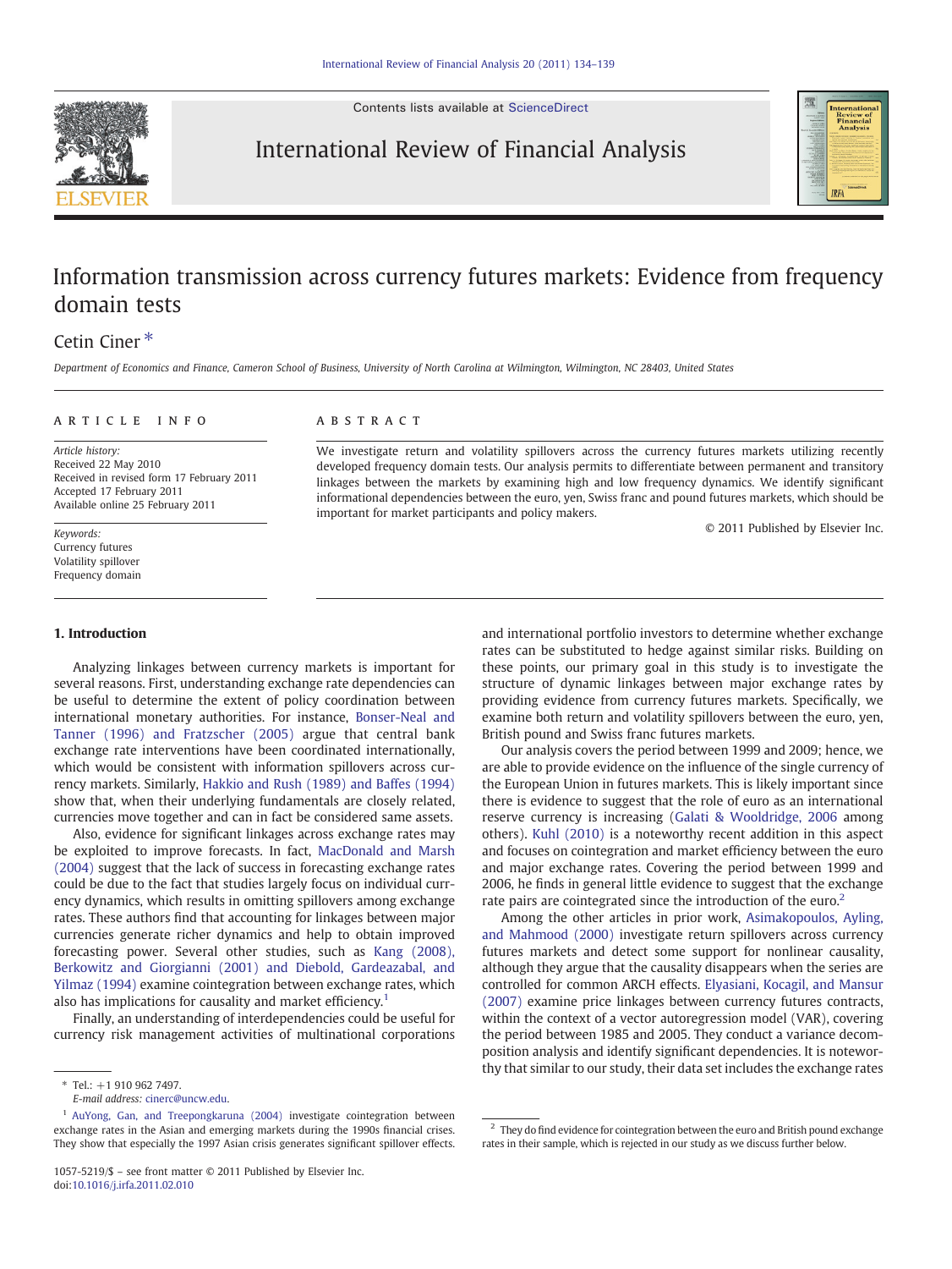# Information transmission across currency futures markets: Evidence from frequency domain tests

Cetin Ciner *

Department of Economics and Finance, Cameron School of Business, University of North Carolina at Wilmington, Wilmington, NC 28403, United States

**ARTICLE INFO**

*Article history:*
Received 22 May 2010
Received in revised form 17 February 2011
Accepted 17 February 2011
Available online 25 February 2011

*Keywords:*
Currency futures
Volatility spillover
Frequency domain

**ABSTRACT**

We investigate return and volatility spillovers across the currency futures markets utilizing recently developed frequency domain tests. Our analysis permits to differentiate between permanent and transitory linkages between the markets by examining high and low frequency dynamics. We identify significant informational dependencies between the euro, yen, Swiss franc and pound futures markets, which should be important for market participants and policy makers.

© 2011 Published by Elsevier Inc.

## 1. Introduction

Analyzing linkages between currency markets is important for several reasons. First, understanding exchange rate dependencies can be useful to determine the extent of policy coordination between international monetary authorities. For instance, Bonser-Neal and Tanner (1996) and Fratzscher (2005) argue that central bank exchange rate interventions have been coordinated internationally, which would be consistent with information spillovers across currency markets. Similarly, Hakkio and Rush (1989) and Baffes (1994) show that, when their underlying fundamentals are closely related, currencies move together and can in fact be considered same assets.

Also, evidence for significant linkages across exchange rates may be exploited to improve forecasts. In fact, MacDonald and Marsh (2004) suggest that the lack of success in forecasting exchange rates could be due to the fact that studies largely focus on individual currency dynamics, which results in omitting spillovers among exchange rates. These authors find that accounting for linkages between major currencies generate richer dynamics and help to obtain improved forecasting power. Several other studies, such as Kang (2008), Berkowitz and Giorgianni (2001) and Diebold, Gardeazabal, and Yilmaz (1994) examine cointegration between exchange rates, which also has implications for causality and market efficiency.[1]

Finally, an understanding of interdependencies could be useful for currency risk management activities of multinational corporations and international portfolio investors to determine whether exchange rates can be substituted to hedge against similar risks. Building on these points, our primary goal in this study is to investigate the structure of dynamic linkages between major exchange rates by providing evidence from currency futures markets. Specifically, we examine both return and volatility spillovers between the euro, yen, British pound and Swiss franc futures markets.

Our analysis covers the period between 1999 and 2009; hence, we are able to provide evidence on the influence of the single currency of the European Union in futures markets. This is likely important since there is evidence to suggest that the role of euro as an international reserve currency is increasing (Galati & Wooldridge, 2006 among others). Kuhl (2010) is a noteworthy recent addition in this aspect and focuses on cointegration and market efficiency between the euro and major exchange rates. Covering the period between 1999 and 2006, he finds in general little evidence to suggest that the exchange rate pairs are cointegrated since the introduction of the euro.[2]

Among the other articles in prior work, Asimakopoulos, Ayling, and Mahmood (2000) investigate return spillovers across currency futures markets and detect some support for nonlinear causality, although they argue that the causality disappears when the series are controlled for common ARCH effects. Elyasiani, Kocagil, and Mansur (2007) examine price linkages between currency futures contracts, within the context of a vector autoregression model (VAR), covering the period between 1985 and 2005. They conduct a variance decomposition analysis and identify significant dependencies. It is noteworthy that similar to our study, their data set includes the exchange rates

---

\* Tel.: +1 910 962 7497.
E-mail address: cinerc@uncw.edu.

[1] AuYong, Gan, and Treepongkaruna (2004) investigate cointegration between exchange rates in the Asian and emerging markets during the 1990s financial crises. They show that especially the 1997 Asian crisis generates significant spillover effects.

[2] They do find evidence for cointegration between the euro and British pound exchange rates in their sample, which is rejected in our study as we discuss further below.

1057-5219/$ – see front matter © 2011 Published by Elsevier Inc.
doi:10.1016/j.irfa.2011.02.010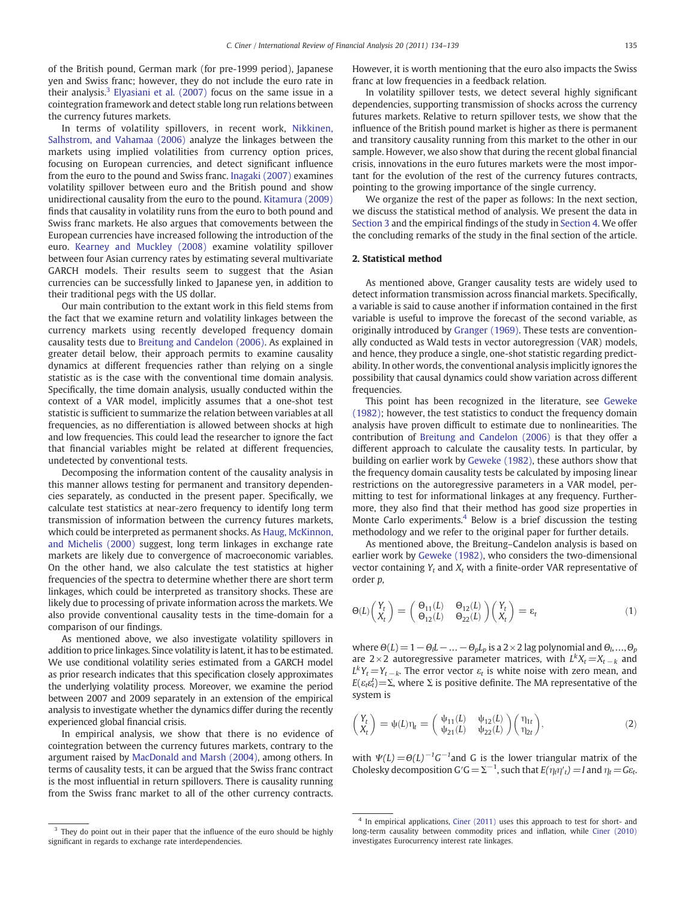of the British pound, German mark (for pre-1999 period), Japanese yen and Swiss franc; however, they do not include the euro rate in their analysis.[3] Elyasiani et al. (2007) focus on the same issue in a cointegration framework and detect stable long run relations between the currency futures markets.

In terms of volatility spillovers, in recent work, Nikkinen, Salhstrom, and Vahamaa (2006) analyze the linkages between the markets using implied volatilities from currency option prices, focusing on European currencies, and detect significant influence from the euro to the pound and Swiss franc. Inagaki (2007) examines volatility spillover between euro and the British pound and show unidirectional causality from the euro to the pound. Kitamura (2009) finds that causality in volatility runs from the euro to both pound and Swiss franc markets. He also argues that comovements between the European currencies have increased following the introduction of the euro. Kearney and Muckley (2008) examine volatility spillover between four Asian currency rates by estimating several multivariate GARCH models. Their results seem to suggest that the Asian currencies can be successfully linked to Japanese yen, in addition to their traditional pegs with the US dollar.

Our main contribution to the extant work in this field stems from the fact that we examine return and volatility linkages between the currency markets using recently developed frequency domain causality tests due to Breitung and Candelon (2006). As explained in greater detail below, their approach permits to examine causality dynamics at different frequencies rather than relying on a single statistic as is the case with the conventional time domain analysis. Specifically, the time domain analysis, usually conducted within the context of a VAR model, implicitly assumes that a one-shot test statistic is sufficient to summarize the relation between variables at all frequencies, as no differentiation is allowed between shocks at high and low frequencies. This could lead the researcher to ignore the fact that financial variables might be related at different frequencies, undetected by conventional tests.

Decomposing the information content of the causality analysis in this manner allows testing for permanent and transitory dependencies separately, as conducted in the present paper. Specifically, we calculate test statistics at near-zero frequency to identify long term transmission of information between the currency futures markets, which could be interpreted as permanent shocks. As Haug, McKinnon, and Michelis (2000) suggest, long term linkages in exchange rate markets are likely due to convergence of macroeconomic variables. On the other hand, we also calculate the test statistics at higher frequencies of the spectra to determine whether there are short term linkages, which could be interpreted as transitory shocks. These are likely due to processing of private information across the markets. We also provide conventional causality tests in the time-domain for a comparison of our findings.

As mentioned above, we also investigate volatility spillovers in addition to price linkages. Since volatility is latent, it has to be estimated. We use conditional volatility series estimated from a GARCH model as prior research indicates that this specification closely approximates the underlying volatility process. Moreover, we examine the period between 2007 and 2009 separately in an extension of the empirical analysis to investigate whether the dynamics differ during the recently experienced global financial crisis.

In empirical analysis, we show that there is no evidence of cointegration between the currency futures markets, contrary to the argument raised by MacDonald and Marsh (2004), among others. In terms of causality tests, it can be argued that the Swiss franc contract is the most influential in return spillovers. There is causality running from the Swiss franc market to all of the other currency contracts. However, it is worth mentioning that the euro also impacts the Swiss franc at low frequencies in a feedback relation.

In volatility spillover tests, we detect several highly significant dependencies, supporting transmission of shocks across the currency futures markets. Relative to return spillover tests, we show that the influence of the British pound market is higher as there is permanent and transitory causality running from this market to the other in our sample. However, we also show that during the recent global financial crisis, innovations in the euro futures markets were the most important for the evolution of the rest of the currency futures contracts, pointing to the growing importance of the single currency.

We organize the rest of the paper as follows: In the next section, we discuss the statistical method of analysis. We present the data in Section 3 and the empirical findings of the study in Section 4. We offer the concluding remarks of the study in the final section of the article.

## 2. Statistical method

As mentioned above, Granger causality tests are widely used to detect information transmission across financial markets. Specifically, a variable is said to cause another if information contained in the first variable is useful to improve the forecast of the second variable, as originally introduced by Granger (1969). These tests are conventionally conducted as Wald tests in vector autoregression (VAR) models, and hence, they produce a single, one-shot statistic regarding predictability. In other words, the conventional analysis implicitly ignores the possibility that causal dynamics could show variation across different frequencies.

This point has been recognized in the literature, see Geweke (1982); however, the test statistics to conduct the frequency domain analysis have proven difficult to estimate due to nonlinearities. The contribution of Breitung and Candelon (2006) is that they offer a different approach to calculate the causality tests. In particular, by building on earlier work by Geweke (1982), these authors show that the frequency domain causality tests be calculated by imposing linear restrictions on the autoregressive parameters in a VAR model, permitting to test for informational linkages at any frequency. Furthermore, they also find that their method has good size properties in Monte Carlo experiments.[4] Below is a brief discussion the testing methodology and we refer to the original paper for further details.

As mentioned above, the Breitung–Candelon analysis is based on earlier work by Geweke (1982), who considers the two-dimensional vector containing $Y_t$ and $X_t$ with a finite-order VAR representative of order $p$,

$$\Theta(L)\begin{pmatrix} Y_t \\ X_t \end{pmatrix} = \begin{pmatrix} \Theta_{11}(L) & \Theta_{12}(L) \\ \Theta_{12}(L) & \Theta_{22}(L) \end{pmatrix}\begin{pmatrix} Y_t \\ X_t \end{pmatrix} = \varepsilon_t \tag{1}$$

where $\Theta(L) = 1 - \Theta_l L - \ldots - \Theta_p L_p$ is a $2\times 2$ lag polynomial and $\Theta_l, \ldots, \Theta_p$ are $2\times 2$ autoregressive parameter matrices, with $L^k X_t = X_{t-k}$ and $L^k Y_t = Y_{t-k}$. The error vector $\varepsilon_t$ is white noise with zero mean, and $E(\varepsilon_t \varepsilon_t^t) = \Sigma$, where $\Sigma$ is positive definite. The MA representative of the system is

$$\begin{pmatrix} Y_t \\ X_t \end{pmatrix} = \psi(L)\eta_t = \begin{pmatrix} \psi_{11}(L) & \psi_{12}(L) \\ \psi_{21}(L) & \psi_{22}(L) \end{pmatrix}\begin{pmatrix} \eta_{1t} \\ \eta_{2t} \end{pmatrix}, \tag{2}$$

with $\Psi(L) = \Theta(L)^{-1}G^{-1}$ and G is the lower triangular matrix of the Cholesky decomposition $G'G = \Sigma^{-1}$, such that $E(\eta_t \eta'_t) = I$ and $\eta_t = G\varepsilon_t$.

---

[3] They do point out in their paper that the influence of the euro should be highly significant in regards to exchange rate interdependencies.

[4] In empirical applications, Ciner (2011) uses this approach to test for short- and long-term causality between commodity prices and inflation, while Ciner (2010) investigates Eurocurrency interest rate linkages.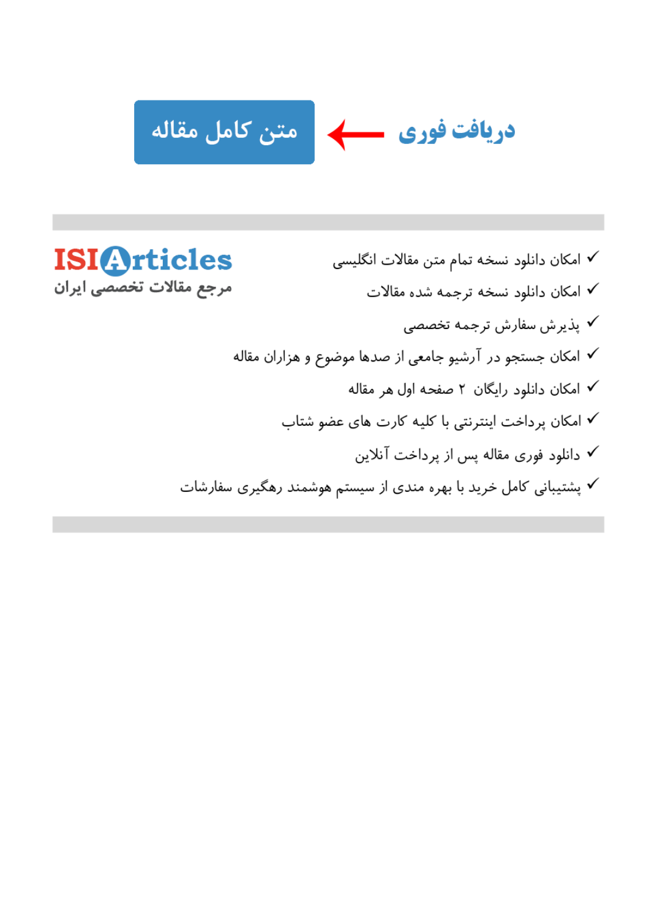دریافت فوری ← **متن کامل مقاله**

**ISIArticles**
مرجع مقالات تخصصی ایران

- ✓ امکان دانلود نسخه تمام متن مقالات انگلیسی
- ✓ امکان دانلود نسخه ترجمه شده مقالات
- ✓ پذیرش سفارش ترجمه تخصصی
- ✓ امکان جستجو در آرشیو جامعی از صدها موضوع و هزاران مقاله
- ✓ امکان دانلود رایگان ۲ صفحه اول هر مقاله
- ✓ امکان پرداخت اینترنتی با کلیه کارت های عضو شتاب
- ✓ دانلود فوری مقاله پس از پرداخت آنلاین
- ✓ پشتیبانی کامل خرید با بهره مندی از سیستم هوشمند رهگیری سفارشات